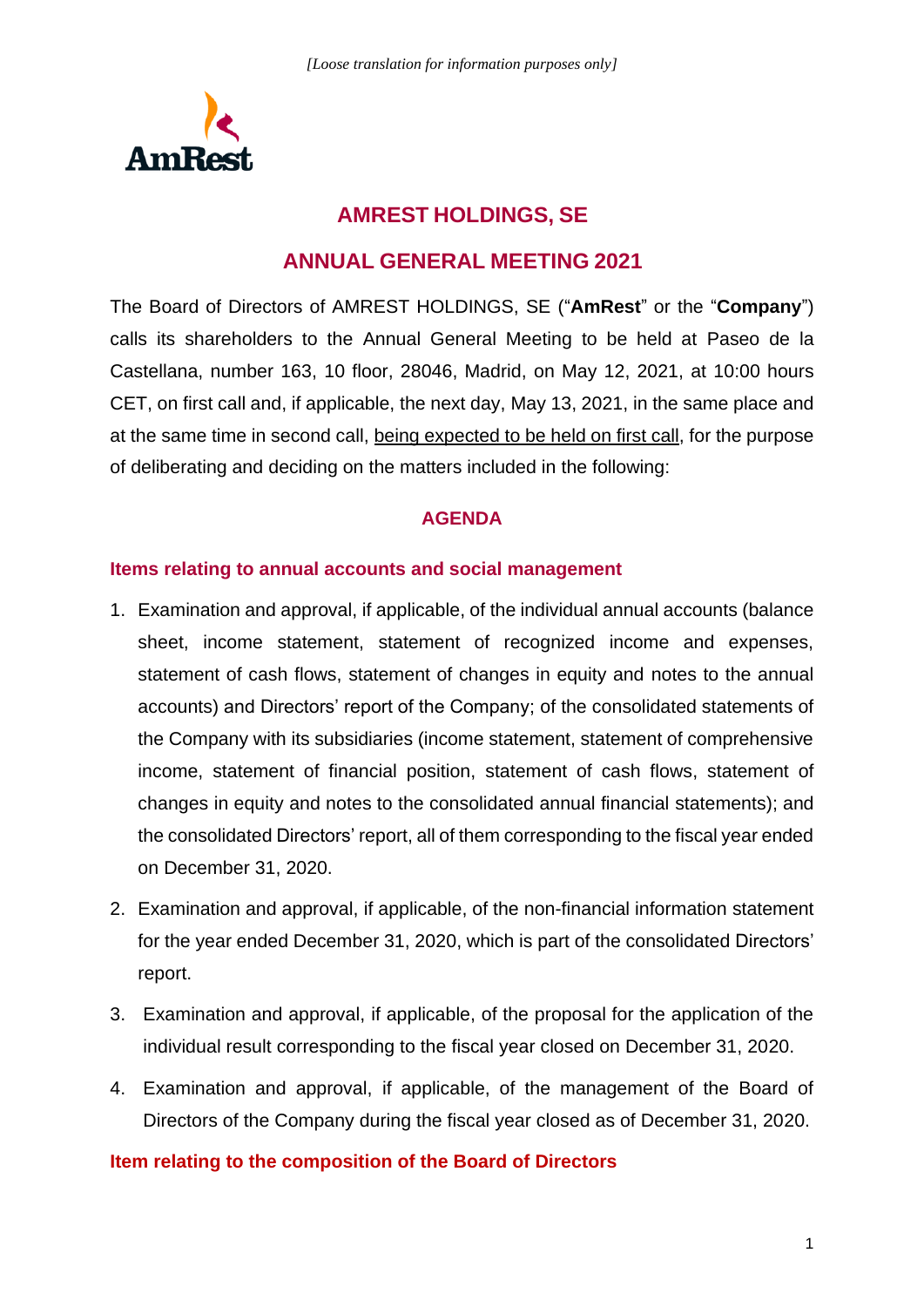*[Loose translation for information purposes only]*

# AMREST HOLDINGS, SE

## ANNUAL GENERAL MEETING 2021

The Board of Directors of AMREST HOLDINGS, SE ("**AmRest**" or the "**Company**") calls its shareholders to the Annual General Meeting to be held at Paseo de la Castellana, number 163, 10 floor, 28046, Madrid, on May 12, 2021, at 10:00 hours CET, on first call and, if applicable, the next day, May 13, 2021, in the same place and at the same time in second call, <u>being expected to be held on first call</u>, for the purpose of deliberating and deciding on the matters included in the following:

### AGENDA

#### Items relating to annual accounts and social management

1. Examination and approval, if applicable, of the individual annual accounts (balance sheet, income statement, statement of recognized income and expenses, statement of cash flows, statement of changes in equity and notes to the annual accounts) and Directors' report of the Company; of the consolidated statements of the Company with its subsidiaries (income statement, statement of comprehensive income, statement of financial position, statement of cash flows, statement of changes in equity and notes to the consolidated annual financial statements); and the consolidated Directors' report, all of them corresponding to the fiscal year ended on December 31, 2020.
2. Examination and approval, if applicable, of the non-financial information statement for the year ended December 31, 2020, which is part of the consolidated Directors' report.
3. Examination and approval, if applicable, of the proposal for the application of the individual result corresponding to the fiscal year closed on December 31, 2020.
4. Examination and approval, if applicable, of the management of the Board of Directors of the Company during the fiscal year closed as of December 31, 2020.

#### Item relating to the composition of the Board of Directors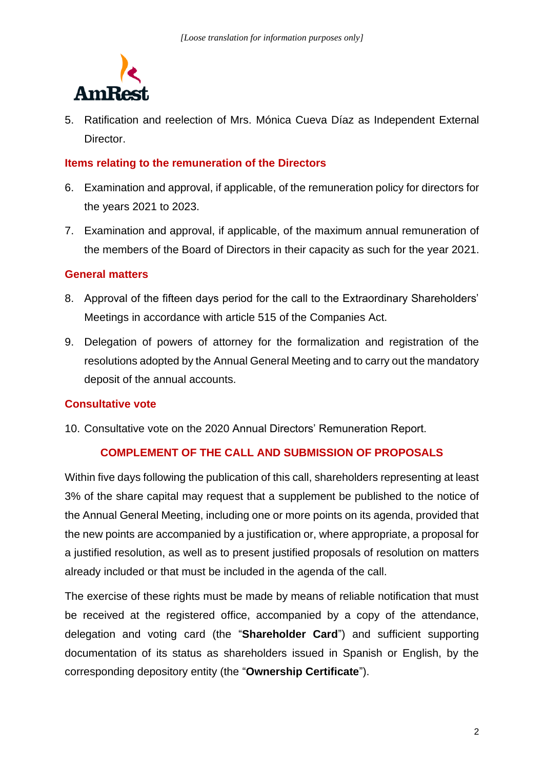5. Ratification and reelection of Mrs. Mónica Cueva Díaz as Independent External Director.

### Items relating to the remuneration of the Directors

6. Examination and approval, if applicable, of the remuneration policy for directors for the years 2021 to 2023.
7. Examination and approval, if applicable, of the maximum annual remuneration of the members of the Board of Directors in their capacity as such for the year 2021.

### General matters

8. Approval of the fifteen days period for the call to the Extraordinary Shareholders' Meetings in accordance with article 515 of the Companies Act.
9. Delegation of powers of attorney for the formalization and registration of the resolutions adopted by the Annual General Meeting and to carry out the mandatory deposit of the annual accounts.

### Consultative vote

10. Consultative vote on the 2020 Annual Directors' Remuneration Report.

## COMPLEMENT OF THE CALL AND SUBMISSION OF PROPOSALS

Within five days following the publication of this call, shareholders representing at least 3% of the share capital may request that a supplement be published to the notice of the Annual General Meeting, including one or more points on its agenda, provided that the new points are accompanied by a justification or, where appropriate, a proposal for a justified resolution, as well as to present justified proposals of resolution on matters already included or that must be included in the agenda of the call.

The exercise of these rights must be made by means of reliable notification that must be received at the registered office, accompanied by a copy of the attendance, delegation and voting card (the "**Shareholder Card**") and sufficient supporting documentation of its status as shareholders issued in Spanish or English, by the corresponding depository entity (the "**Ownership Certificate**").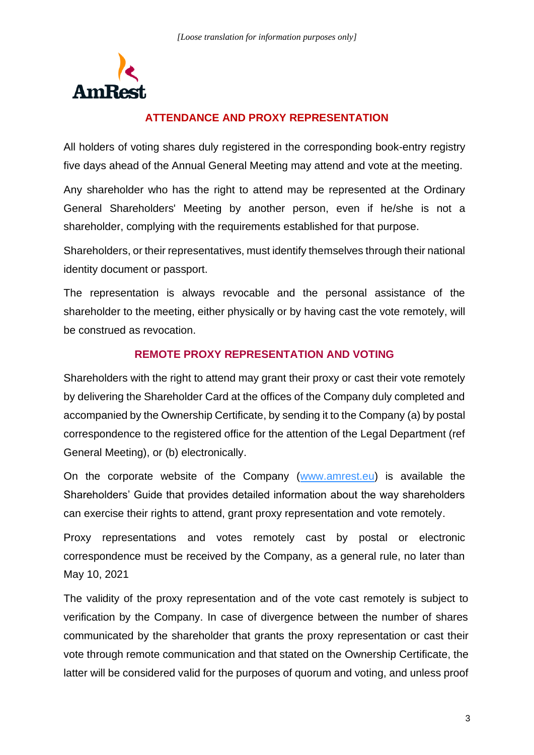## ATTENDANCE AND PROXY REPRESENTATION

All holders of voting shares duly registered in the corresponding book-entry registry five days ahead of the Annual General Meeting may attend and vote at the meeting.

Any shareholder who has the right to attend may be represented at the Ordinary General Shareholders' Meeting by another person, even if he/she is not a shareholder, complying with the requirements established for that purpose.

Shareholders, or their representatives, must identify themselves through their national identity document or passport.

The representation is always revocable and the personal assistance of the shareholder to the meeting, either physically or by having cast the vote remotely, will be construed as revocation.

## REMOTE PROXY REPRESENTATION AND VOTING

Shareholders with the right to attend may grant their proxy or cast their vote remotely by delivering the Shareholder Card at the offices of the Company duly completed and accompanied by the Ownership Certificate, by sending it to the Company (a) by postal correspondence to the registered office for the attention of the Legal Department (ref General Meeting), or (b) electronically.

On the corporate website of the Company ([www.amrest.eu](http://www.amrest.eu)) is available the Shareholders' Guide that provides detailed information about the way shareholders can exercise their rights to attend, grant proxy representation and vote remotely.

Proxy representations and votes remotely cast by postal or electronic correspondence must be received by the Company, as a general rule, no later than May 10, 2021

The validity of the proxy representation and of the vote cast remotely is subject to verification by the Company. In case of divergence between the number of shares communicated by the shareholder that grants the proxy representation or cast their vote through remote communication and that stated on the Ownership Certificate, the latter will be considered valid for the purposes of quorum and voting, and unless proof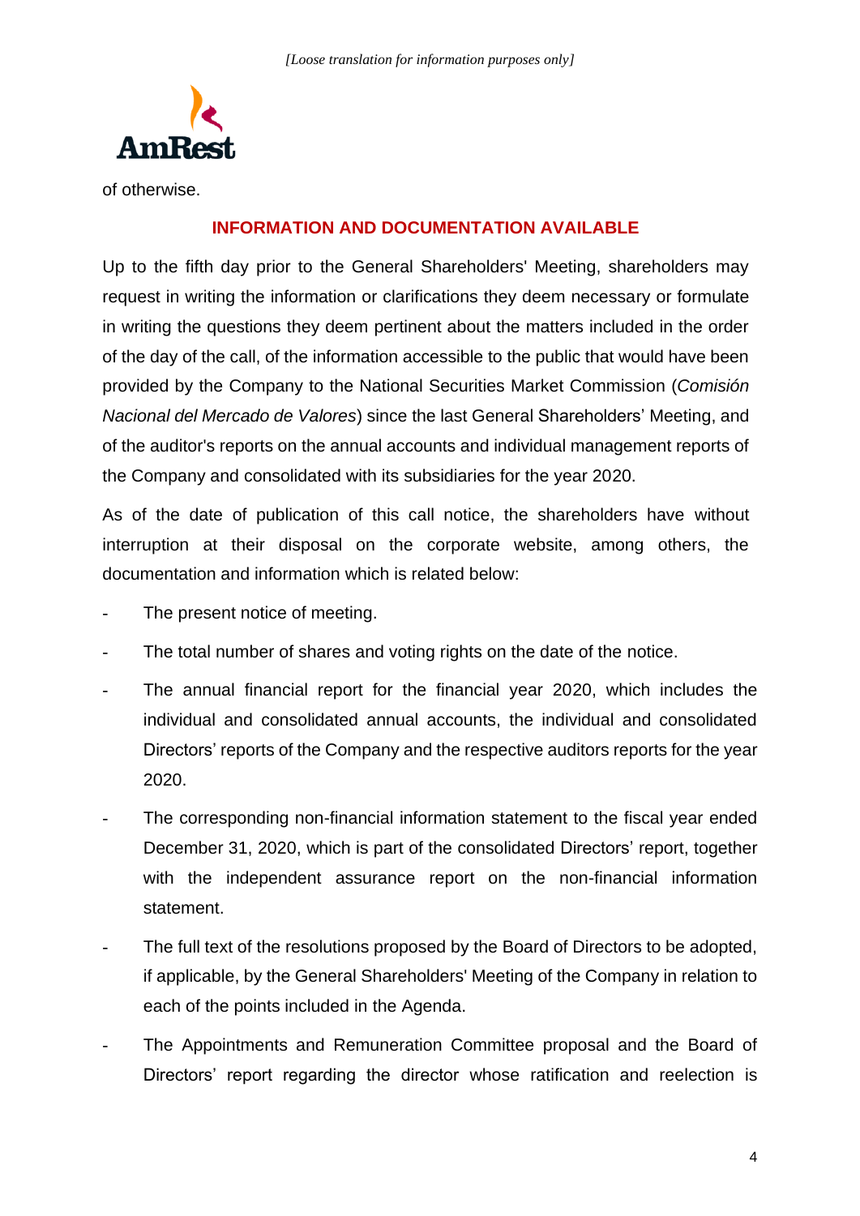of otherwise.

## INFORMATION AND DOCUMENTATION AVAILABLE

Up to the fifth day prior to the General Shareholders' Meeting, shareholders may request in writing the information or clarifications they deem necessary or formulate in writing the questions they deem pertinent about the matters included in the order of the day of the call, of the information accessible to the public that would have been provided by the Company to the National Securities Market Commission (*Comisión Nacional del Mercado de Valores*) since the last General Shareholders' Meeting, and of the auditor's reports on the annual accounts and individual management reports of the Company and consolidated with its subsidiaries for the year 2020.

As of the date of publication of this call notice, the shareholders have without interruption at their disposal on the corporate website, among others, the documentation and information which is related below:

- The present notice of meeting.
- The total number of shares and voting rights on the date of the notice.
- The annual financial report for the financial year 2020, which includes the individual and consolidated annual accounts, the individual and consolidated Directors' reports of the Company and the respective auditors reports for the year 2020.
- The corresponding non-financial information statement to the fiscal year ended December 31, 2020, which is part of the consolidated Directors' report, together with the independent assurance report on the non-financial information statement.
- The full text of the resolutions proposed by the Board of Directors to be adopted, if applicable, by the General Shareholders' Meeting of the Company in relation to each of the points included in the Agenda.
- The Appointments and Remuneration Committee proposal and the Board of Directors' report regarding the director whose ratification and reelection is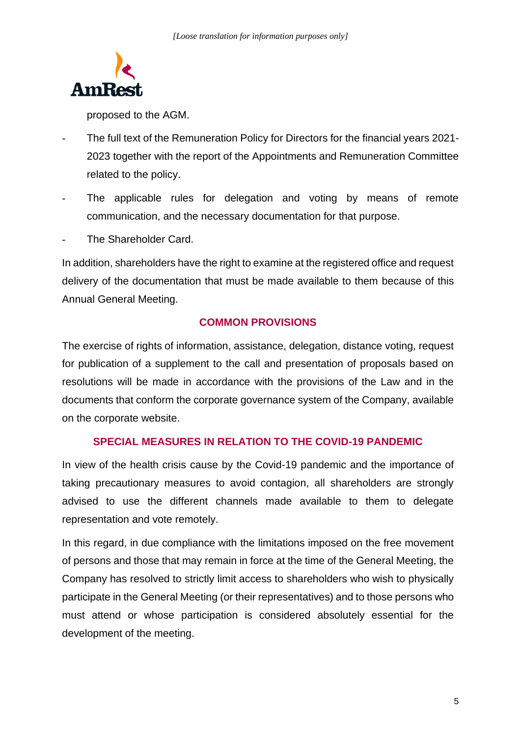proposed to the AGM.

- The full text of the Remuneration Policy for Directors for the financial years 2021-2023 together with the report of the Appointments and Remuneration Committee related to the policy.
- The applicable rules for delegation and voting by means of remote communication, and the necessary documentation for that purpose.
- The Shareholder Card.

In addition, shareholders have the right to examine at the registered office and request delivery of the documentation that must be made available to them because of this Annual General Meeting.

## COMMON PROVISIONS

The exercise of rights of information, assistance, delegation, distance voting, request for publication of a supplement to the call and presentation of proposals based on resolutions will be made in accordance with the provisions of the Law and in the documents that conform the corporate governance system of the Company, available on the corporate website.

## SPECIAL MEASURES IN RELATION TO THE COVID-19 PANDEMIC

In view of the health crisis cause by the Covid-19 pandemic and the importance of taking precautionary measures to avoid contagion, all shareholders are strongly advised to use the different channels made available to them to delegate representation and vote remotely.

In this regard, in due compliance with the limitations imposed on the free movement of persons and those that may remain in force at the time of the General Meeting, the Company has resolved to strictly limit access to shareholders who wish to physically participate in the General Meeting (or their representatives) and to those persons who must attend or whose participation is considered absolutely essential for the development of the meeting.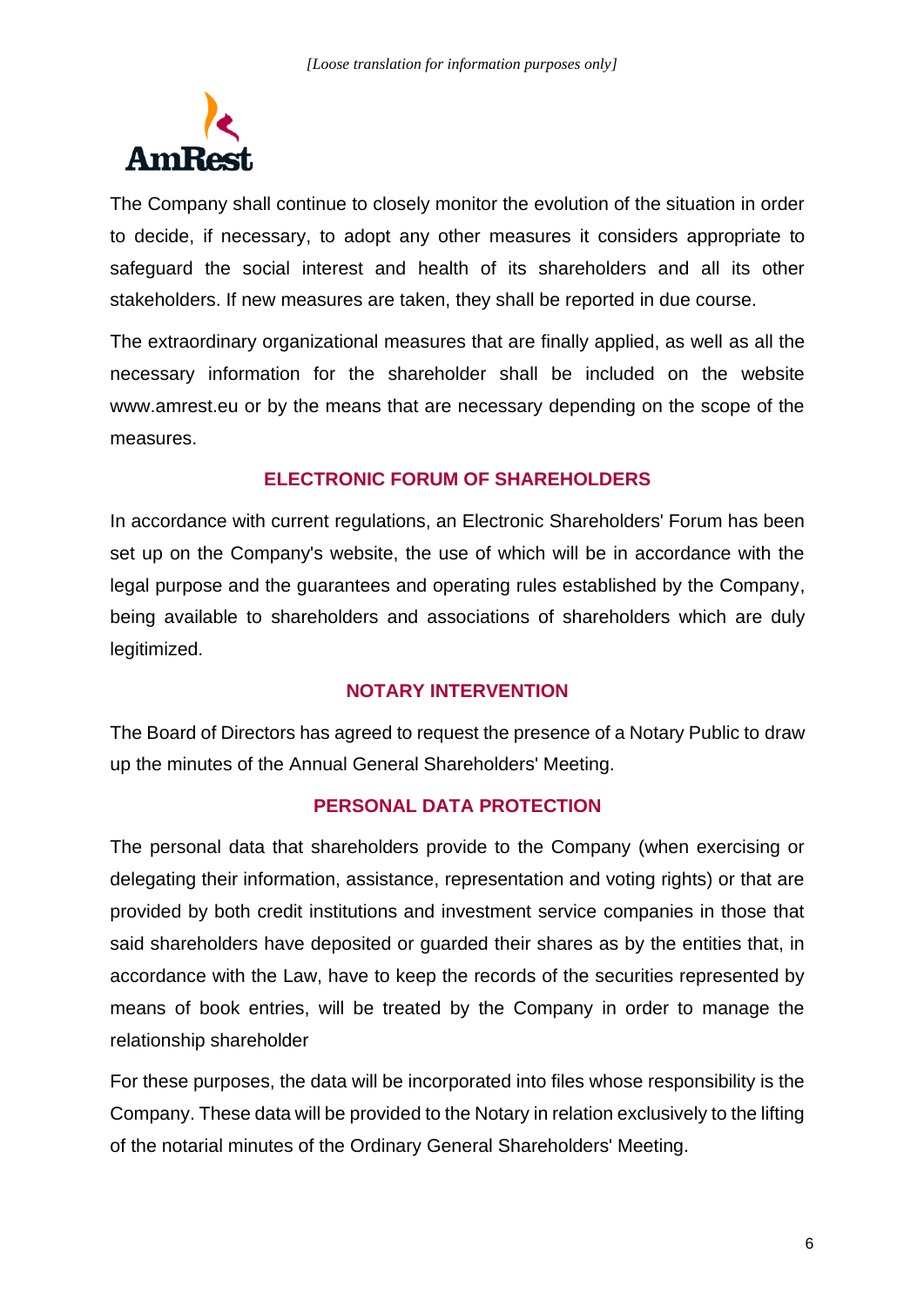The Company shall continue to closely monitor the evolution of the situation in order to decide, if necessary, to adopt any other measures it considers appropriate to safeguard the social interest and health of its shareholders and all its other stakeholders. If new measures are taken, they shall be reported in due course.

The extraordinary organizational measures that are finally applied, as well as all the necessary information for the shareholder shall be included on the website www.amrest.eu or by the means that are necessary depending on the scope of the measures.

## ELECTRONIC FORUM OF SHAREHOLDERS

In accordance with current regulations, an Electronic Shareholders' Forum has been set up on the Company's website, the use of which will be in accordance with the legal purpose and the guarantees and operating rules established by the Company, being available to shareholders and associations of shareholders which are duly legitimized.

## NOTARY INTERVENTION

The Board of Directors has agreed to request the presence of a Notary Public to draw up the minutes of the Annual General Shareholders' Meeting.

## PERSONAL DATA PROTECTION

The personal data that shareholders provide to the Company (when exercising or delegating their information, assistance, representation and voting rights) or that are provided by both credit institutions and investment service companies in those that said shareholders have deposited or guarded their shares as by the entities that, in accordance with the Law, have to keep the records of the securities represented by means of book entries, will be treated by the Company in order to manage the relationship shareholder

For these purposes, the data will be incorporated into files whose responsibility is the Company. These data will be provided to the Notary in relation exclusively to the lifting of the notarial minutes of the Ordinary General Shareholders' Meeting.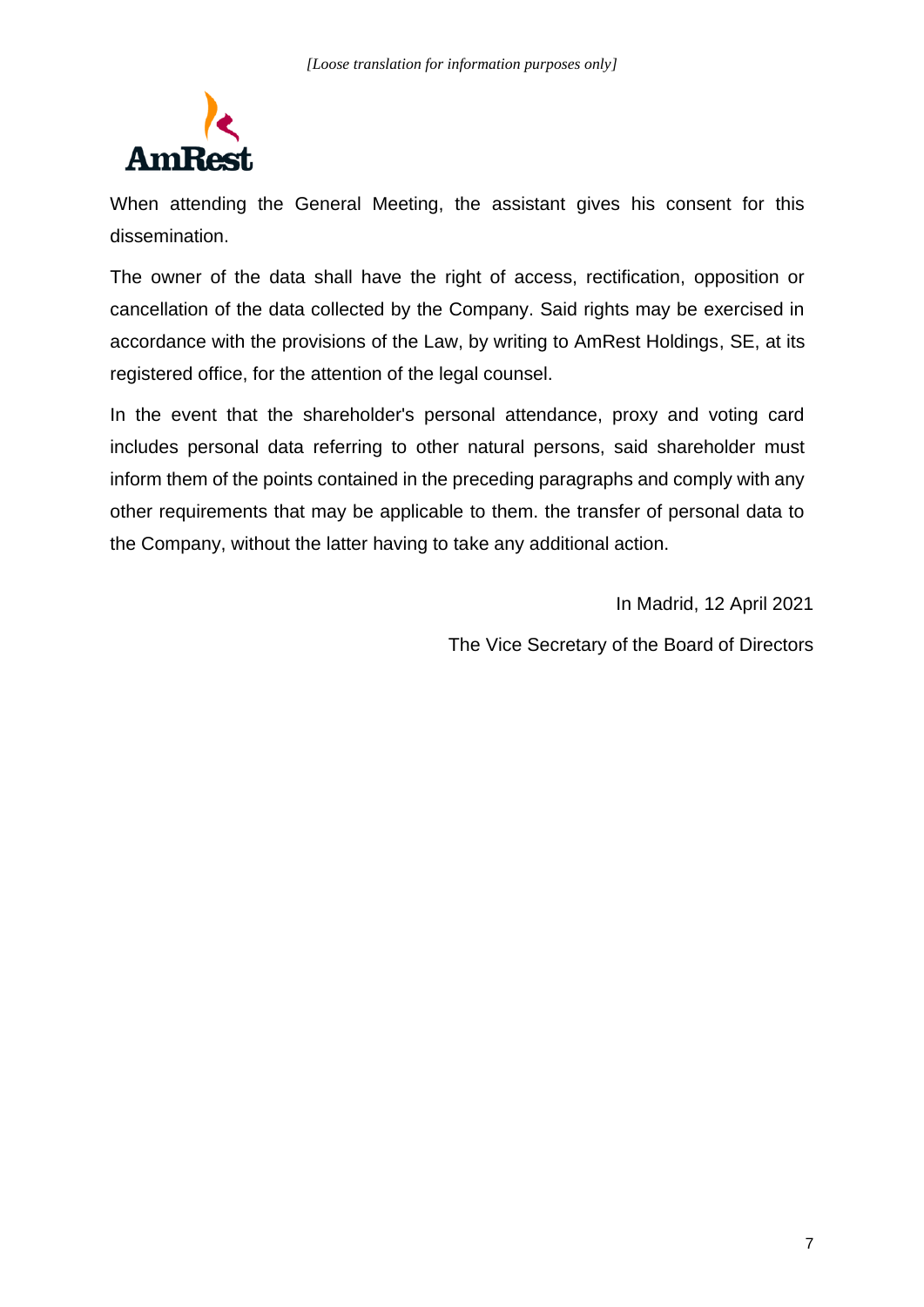*[Loose translation for information purposes only]*

When attending the General Meeting, the assistant gives his consent for this dissemination.

The owner of the data shall have the right of access, rectification, opposition or cancellation of the data collected by the Company. Said rights may be exercised in accordance with the provisions of the Law, by writing to AmRest Holdings, SE, at its registered office, for the attention of the legal counsel.

In the event that the shareholder's personal attendance, proxy and voting card includes personal data referring to other natural persons, said shareholder must inform them of the points contained in the preceding paragraphs and comply with any other requirements that may be applicable to them. the transfer of personal data to the Company, without the latter having to take any additional action.

In Madrid, 12 April 2021

The Vice Secretary of the Board of Directors